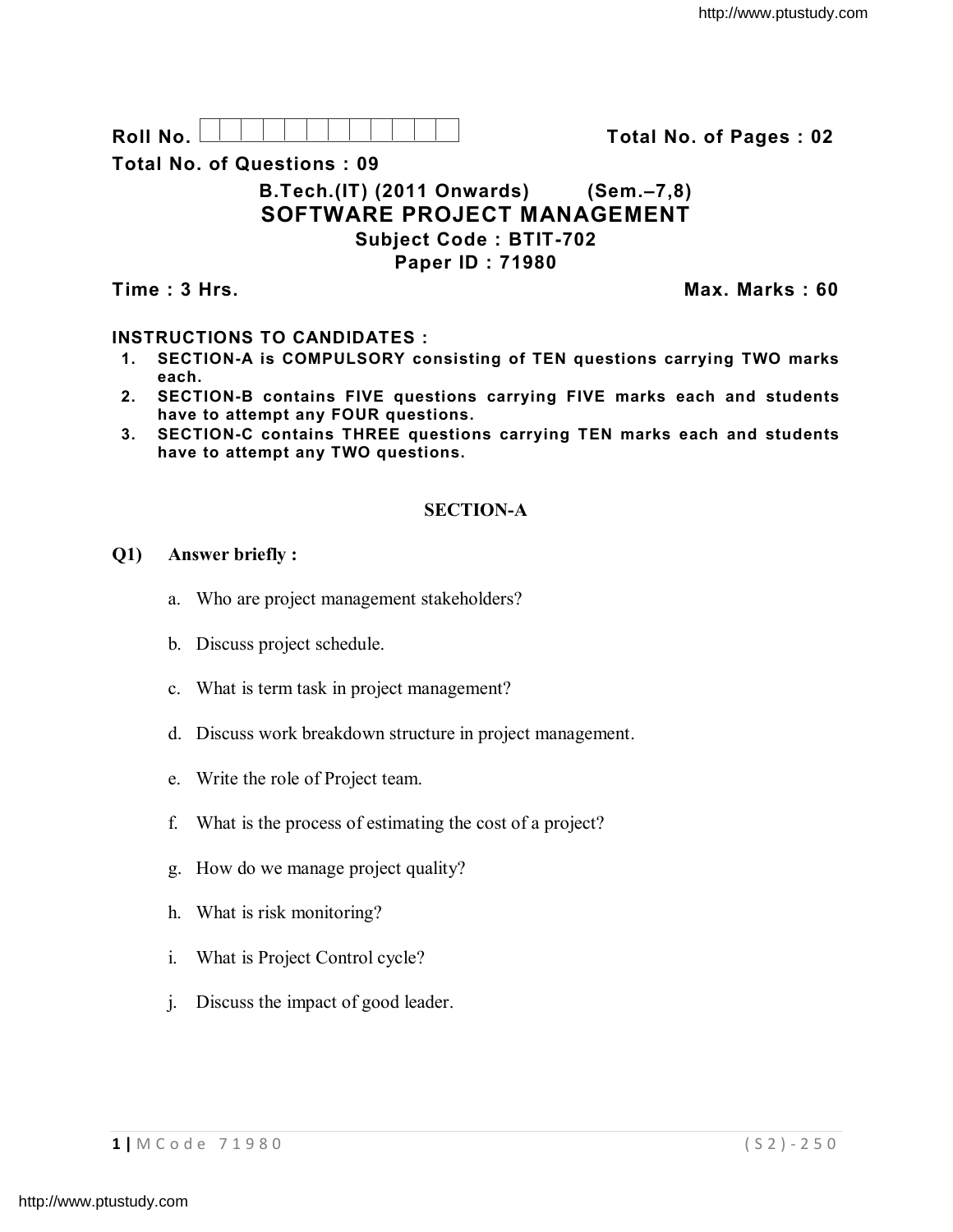Roll No. 

**Total No. of Pages : 02**

**Total No. of Questions : 09**

## B.Tech.(IT) (2011 Onwards) (Sem.–7,8)

# SOFTWARE PROJECT MANAGEMENT

**Subject Code : BTIT-702**

**Paper ID : 71980**

**Time : 3 Hrs.** **Max. Marks : 60**

**INSTRUCTIONS TO CANDIDATES :**

1. **SECTION-A is COMPULSORY consisting of TEN questions carrying TWO marks each.**
2. **SECTION-B contains FIVE questions carrying FIVE marks each and students have to attempt any FOUR questions.**
3. **SECTION-C contains THREE questions carrying TEN marks each and students have to attempt any TWO questions.**

## SECTION-A

**Q1) Answer briefly :**

a. Who are project management stakeholders?

b. Discuss project schedule.

c. What is term task in project management?

d. Discuss work breakdown structure in project management.

e. Write the role of Project team.

f. What is the process of estimating the cost of a project?

g. How do we manage project quality?

h. What is risk monitoring?

i. What is Project Control cycle?

j. Discuss the impact of good leader.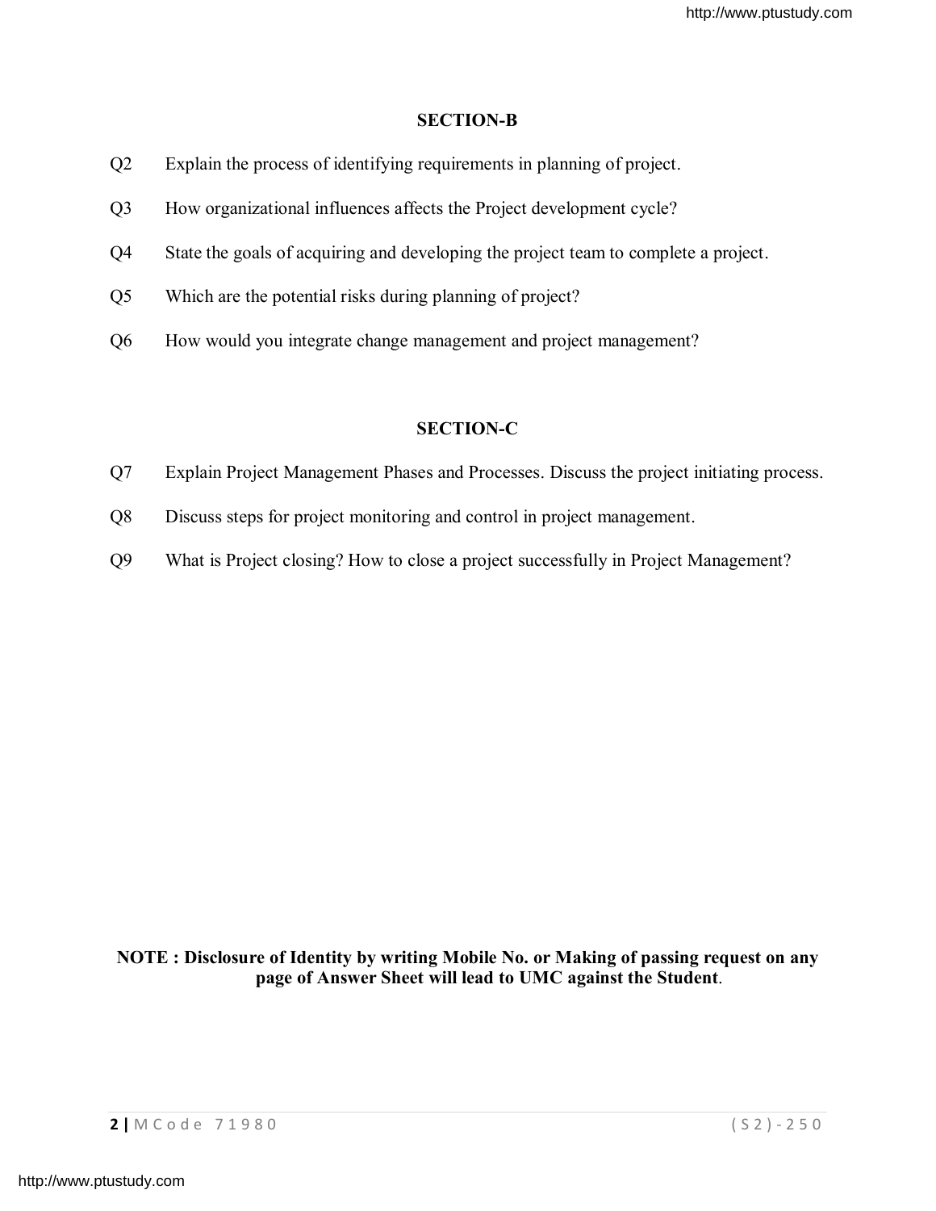## SECTION-B

Q2 Explain the process of identifying requirements in planning of project.

Q3 How organizational influences affects the Project development cycle?

Q4 State the goals of acquiring and developing the project team to complete a project.

Q5 Which are the potential risks during planning of project?

Q6 How would you integrate change management and project management?

## SECTION-C

Q7 Explain Project Management Phases and Processes. Discuss the project initiating process.

Q8 Discuss steps for project monitoring and control in project management.

Q9 What is Project closing? How to close a project successfully in Project Management?

**NOTE : Disclosure of Identity by writing Mobile No. or Making of passing request on any page of Answer Sheet will lead to UMC against the Student**.